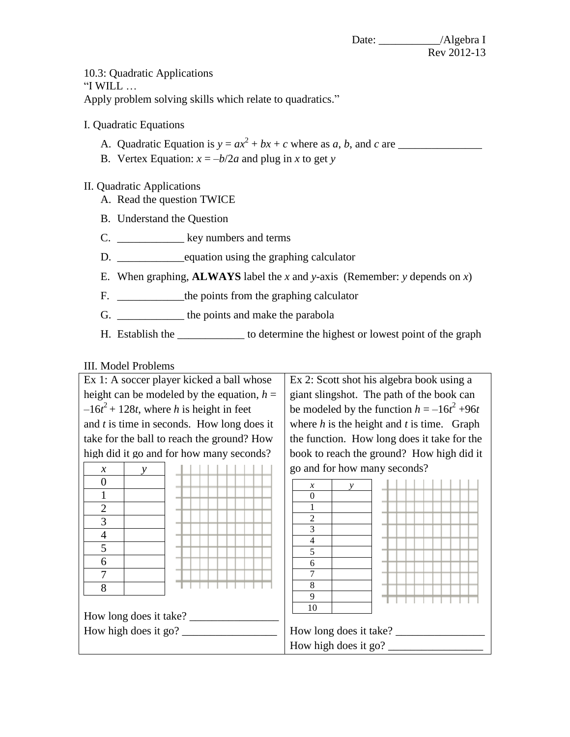Date: ___________/Algebra I
Rev 2012-13

10.3: Quadratic Applications
"I WILL …
Apply problem solving skills which relate to quadratics."

## I. Quadratic Equations

A. Quadratic Equation is $y = ax^2 + bx + c$ where as $a$, $b$, and $c$ are _______________
B. Vertex Equation: $x = -b/2a$ and plug in $x$ to get $y$

## II. Quadratic Applications

A. Read the question TWICE
B. Understand the Question
C. ____________ key numbers and terms
D. ____________equation using the graphing calculator
E. When graphing, **ALWAYS** label the $x$ and $y$-axis (Remember: $y$ depends on $x$)
F. ____________the points from the graphing calculator
G. ____________ the points and make the parabola
H. Establish the ____________ to determine the highest or lowest point of the graph

## III. Model Problems

Ex 1: A soccer player kicked a ball whose height can be modeled by the equation, $h = -16t^2 + 128t$, where $h$ is height in feet and $t$ is time in seconds. How long does it take for the ball to reach the ground? How high did it go and for how many seconds?

| $x$ | $y$ |
|---|---|
| 0 | |
| 1 | |
| 2 | |
| 3 | |
| 4 | |
| 5 | |
| 6 | |
| 7 | |
| 8 | |

How long does it take? ________________
How high does it go? _________________

Ex 2: Scott shot his algebra book using a giant slingshot. The path of the book can be modeled by the function $h = -16t^2 + 96t$ where $h$ is the height and $t$ is time. Graph the function. How long does it take for the book to reach the ground? How high did it go and for how many seconds?

| $x$ | $y$ |
|---|---|
| 0 | |
| 1 | |
| 2 | |
| 3 | |
| 4 | |
| 5 | |
| 6 | |
| 7 | |
| 8 | |
| 9 | |
| 10 | |

How long does it take? ________________
How high does it go? _________________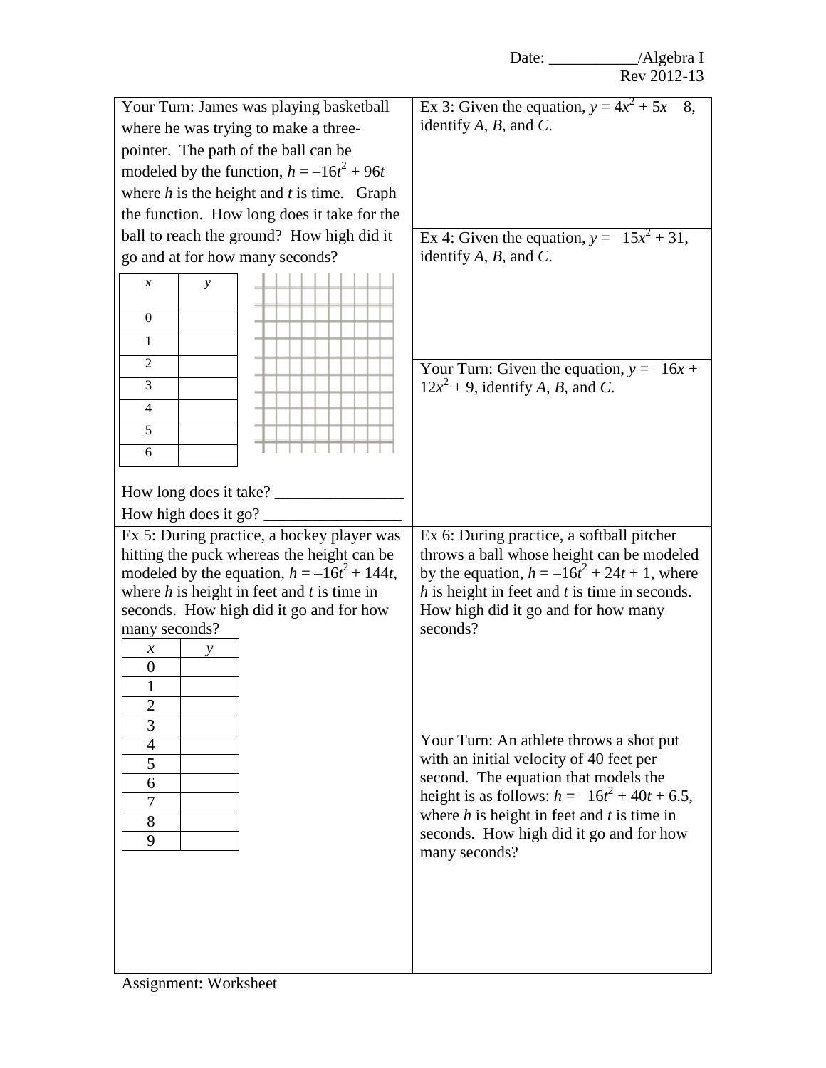Date: ___________/Algebra I
Rev 2012-13

Your Turn: James was playing basketball where he was trying to make a three-pointer. The path of the ball can be modeled by the function, $h = -16t^2 + 96t$ where $h$ is the height and $t$ is time. Graph the function. How long does it take for the ball to reach the ground? How high did it go and at for how many seconds?

| $x$ | $y$ |
|---|---|
| 0 | |
| 1 | |
| 2 | |
| 3 | |
| 4 | |
| 5 | |
| 6 | |

How long does it take? ________________

How high does it go? _________________

Ex 3: Given the equation, $y = 4x^2 + 5x - 8$, identify $A$, $B$, and $C$.

Ex 4: Given the equation, $y = -15x^2 + 31$, identify $A$, $B$, and $C$.

Your Turn: Given the equation, $y = -16x + 12x^2 + 9$, identify $A$, $B$, and $C$.

Ex 5: During practice, a hockey player was hitting the puck whereas the height can be modeled by the equation, $h = -16t^2 + 144t$, where $h$ is height in feet and $t$ is time in seconds. How high did it go and for how many seconds?

| $x$ | $y$ |
|---|---|
| 0 | |
| 1 | |
| 2 | |
| 3 | |
| 4 | |
| 5 | |
| 6 | |
| 7 | |
| 8 | |
| 9 | |

Ex 6: During practice, a softball pitcher throws a ball whose height can be modeled by the equation, $h = -16t^2 + 24t + 1$, where $h$ is height in feet and $t$ is time in seconds. How high did it go and for how many seconds?

Your Turn: An athlete throws a shot put with an initial velocity of 40 feet per second. The equation that models the height is as follows: $h = -16t^2 + 40t + 6.5$, where $h$ is height in feet and $t$ is time in seconds. How high did it go and for how many seconds?

Assignment: Worksheet